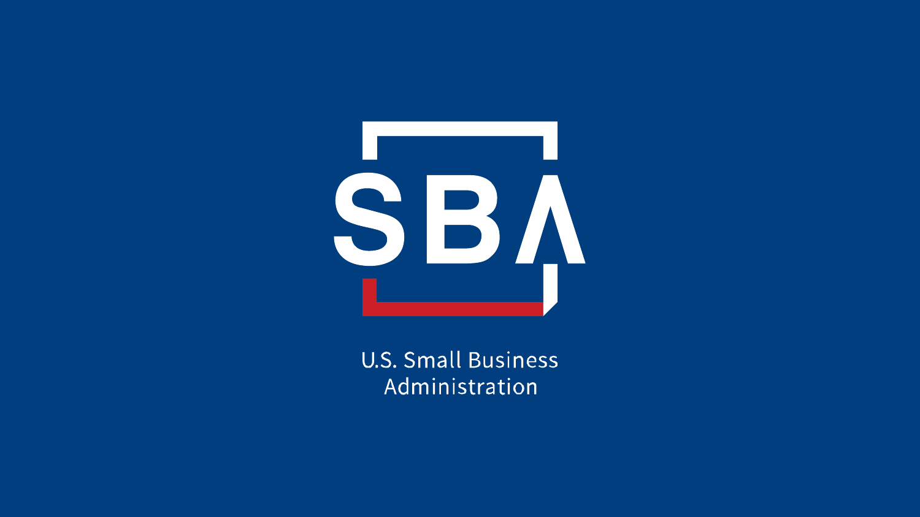SBA

U.S. Small Business Administration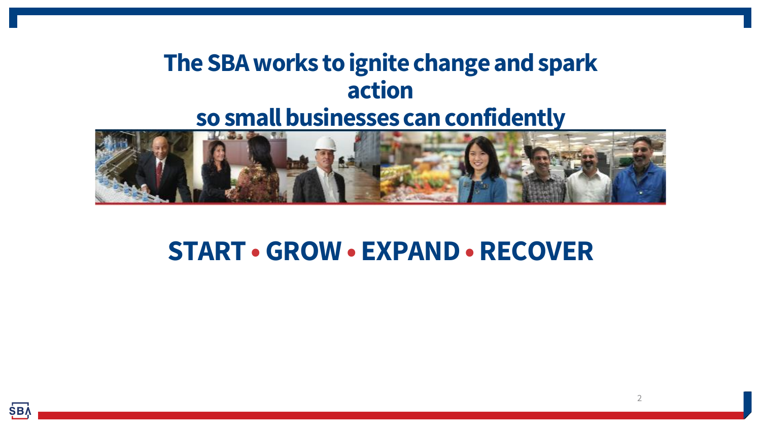# The SBA works to ignite change and spark action so small businesses can confidently

## START • GROW • EXPAND • RECOVER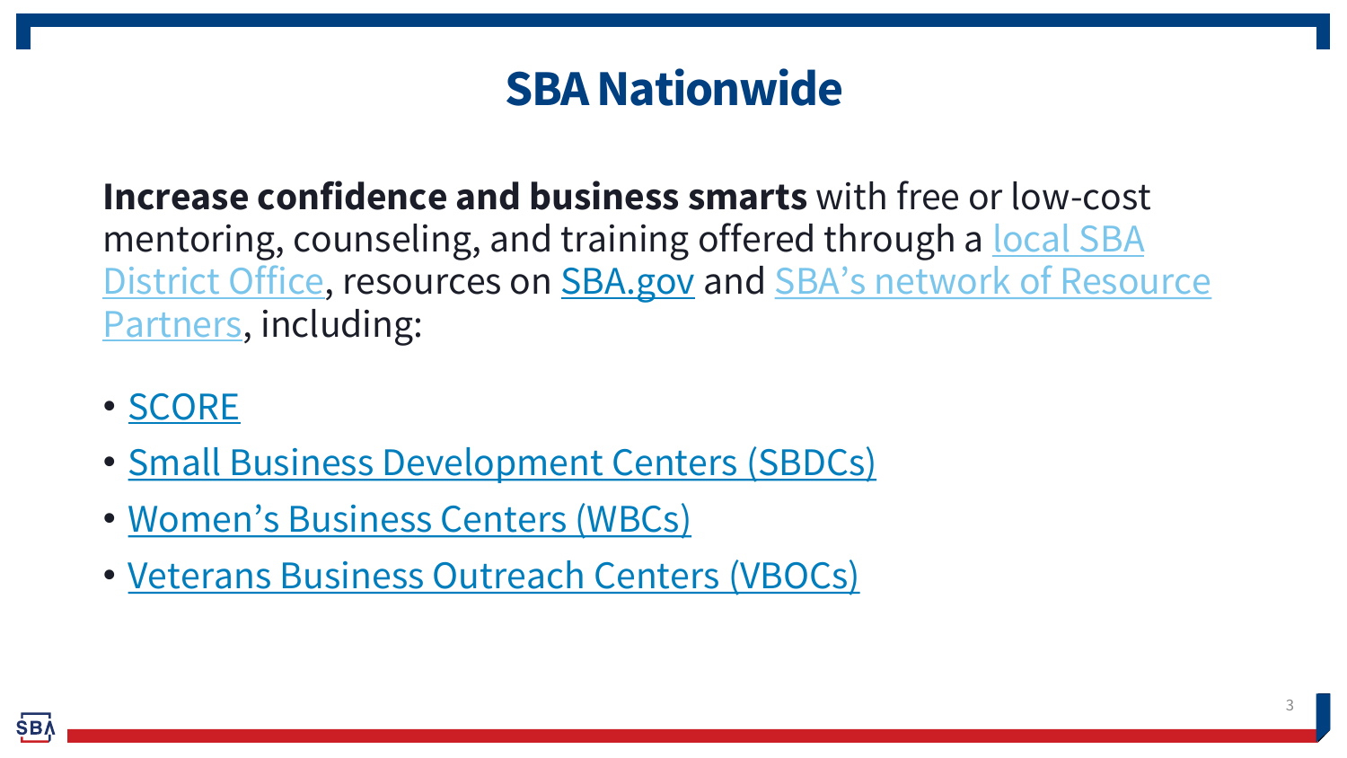# SBA Nationwide

**Increase confidence and business smarts** with free or low-cost mentoring, counseling, and training offered through a local SBA District Office, resources on SBA.gov and SBA's network of Resource Partners, including:

- SCORE
- Small Business Development Centers (SBDCs)
- Women's Business Centers (WBCs)
- Veterans Business Outreach Centers (VBOCs)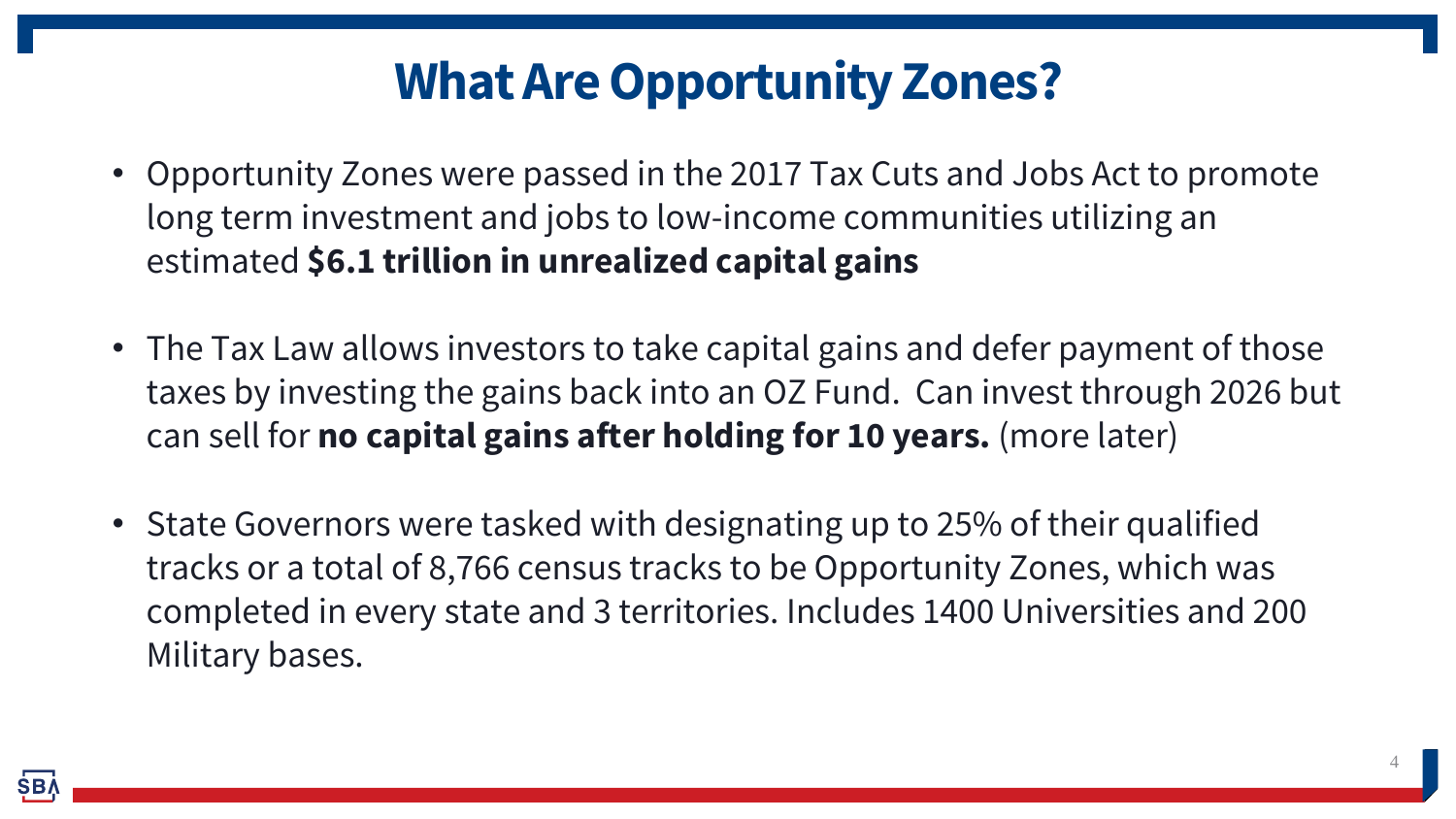# What Are Opportunity Zones?

- Opportunity Zones were passed in the 2017 Tax Cuts and Jobs Act to promote long term investment and jobs to low-income communities utilizing an estimated **$6.1 trillion in unrealized capital gains**

- The Tax Law allows investors to take capital gains and defer payment of those taxes by investing the gains back into an OZ Fund. Can invest through 2026 but can sell for **no capital gains after holding for 10 years.** (more later)

- State Governors were tasked with designating up to 25% of their qualified tracks or a total of 8,766 census tracks to be Opportunity Zones, which was completed in every state and 3 territories. Includes 1400 Universities and 200 Military bases.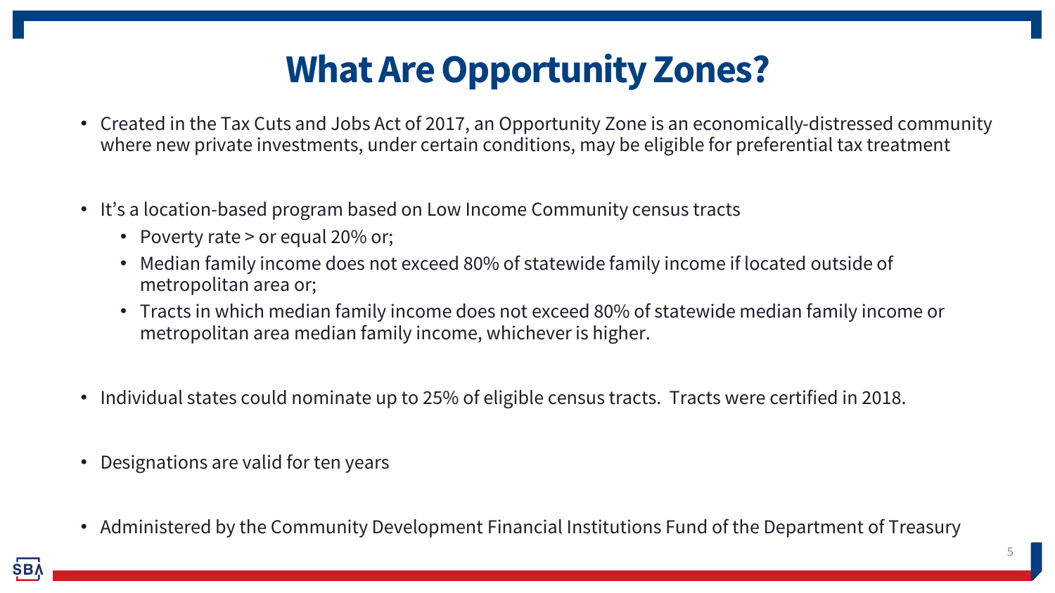# What Are Opportunity Zones?

- Created in the Tax Cuts and Jobs Act of 2017, an Opportunity Zone is an economically-distressed community where new private investments, under certain conditions, may be eligible for preferential tax treatment

- It's a location-based program based on Low Income Community census tracts
  - Poverty rate > or equal 20% or;
  - Median family income does not exceed 80% of statewide family income if located outside of metropolitan area or;
  - Tracts in which median family income does not exceed 80% of statewide median family income or metropolitan area median family income, whichever is higher.

- Individual states could nominate up to 25% of eligible census tracts. Tracts were certified in 2018.

- Designations are valid for ten years

- Administered by the Community Development Financial Institutions Fund of the Department of Treasury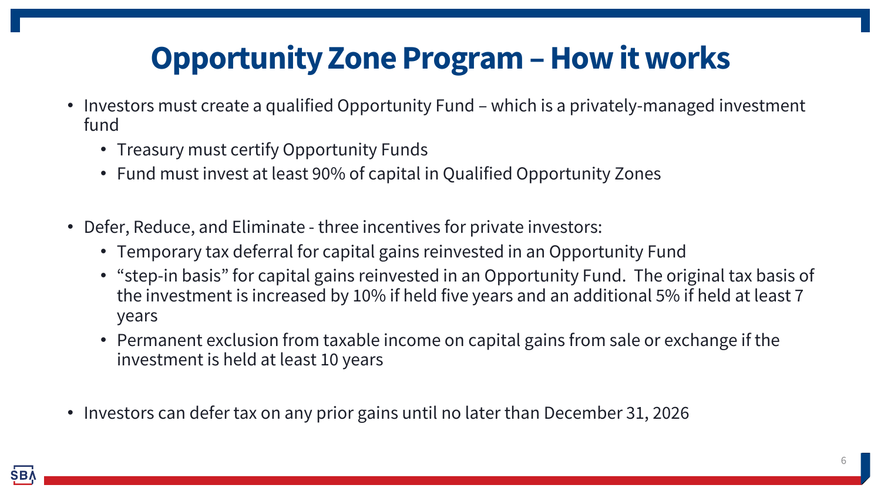# Opportunity Zone Program – How it works

- Investors must create a qualified Opportunity Fund – which is a privately-managed investment fund
  - Treasury must certify Opportunity Funds
  - Fund must invest at least 90% of capital in Qualified Opportunity Zones

- Defer, Reduce, and Eliminate - three incentives for private investors:
  - Temporary tax deferral for capital gains reinvested in an Opportunity Fund
  - "step-in basis" for capital gains reinvested in an Opportunity Fund. The original tax basis of the investment is increased by 10% if held five years and an additional 5% if held at least 7 years
  - Permanent exclusion from taxable income on capital gains from sale or exchange if the investment is held at least 10 years

- Investors can defer tax on any prior gains until no later than December 31, 2026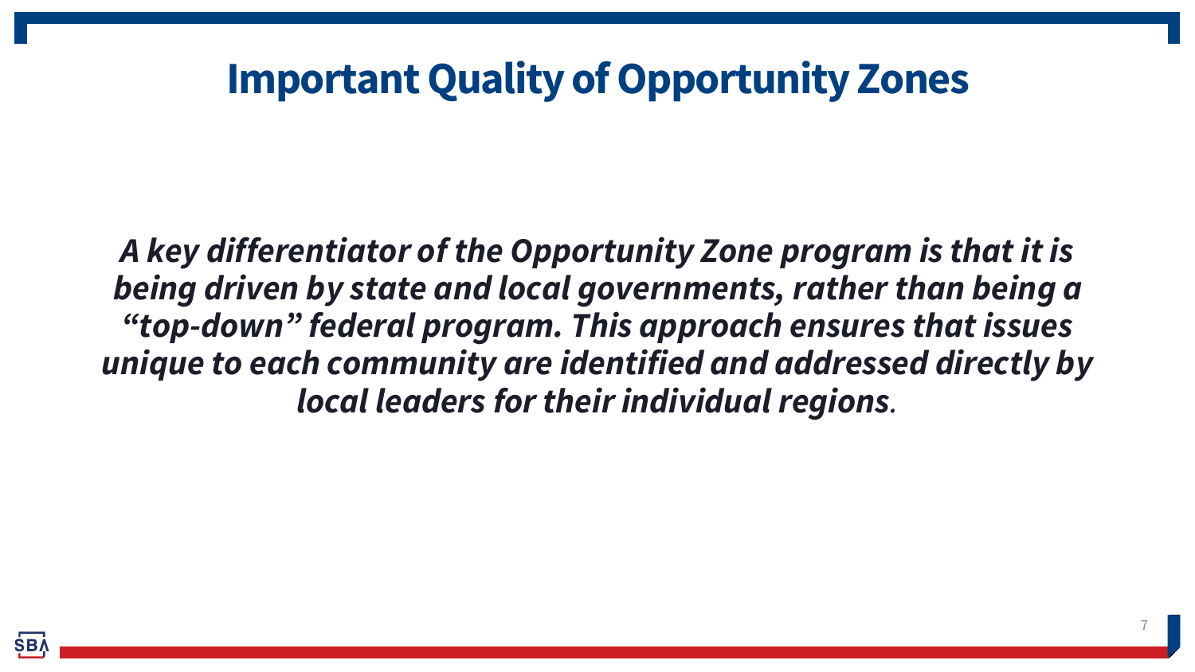# Important Quality of Opportunity Zones

***A key differentiator of the Opportunity Zone program is that it is being driven by state and local governments, rather than being a "top-down" federal program. This approach ensures that issues unique to each community are identified and addressed directly by local leaders for their individual regions.***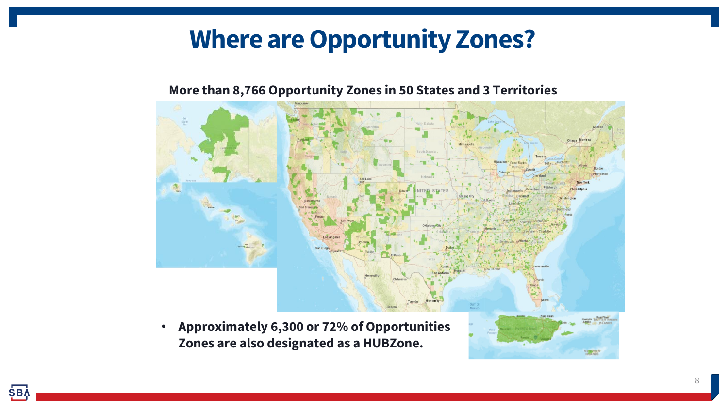# Where are Opportunity Zones?

**More than 8,766 Opportunity Zones in 50 States and 3 Territories**

- **Approximately 6,300 or 72% of Opportunities Zones are also designated as a HUBZone.**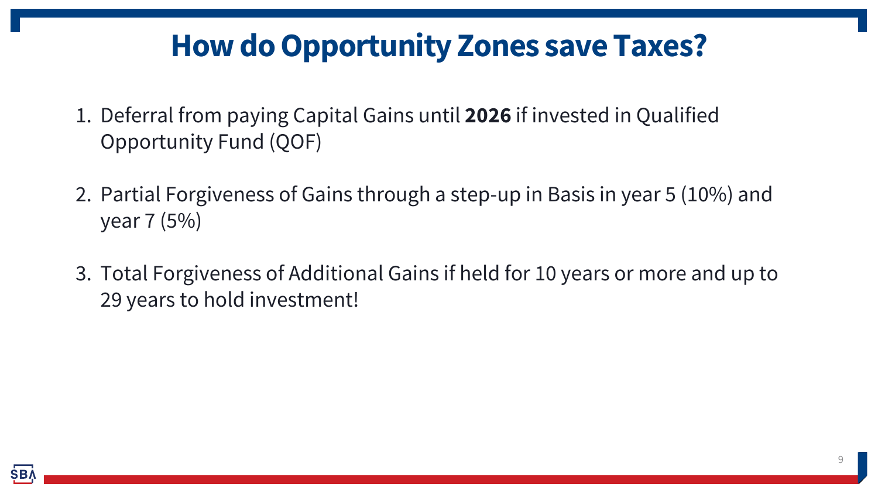# How do Opportunity Zones save Taxes?

1. Deferral from paying Capital Gains until **2026** if invested in Qualified Opportunity Fund (QOF)

2. Partial Forgiveness of Gains through a step-up in Basis in year 5 (10%) and year 7 (5%)

3. Total Forgiveness of Additional Gains if held for 10 years or more and up to 29 years to hold investment!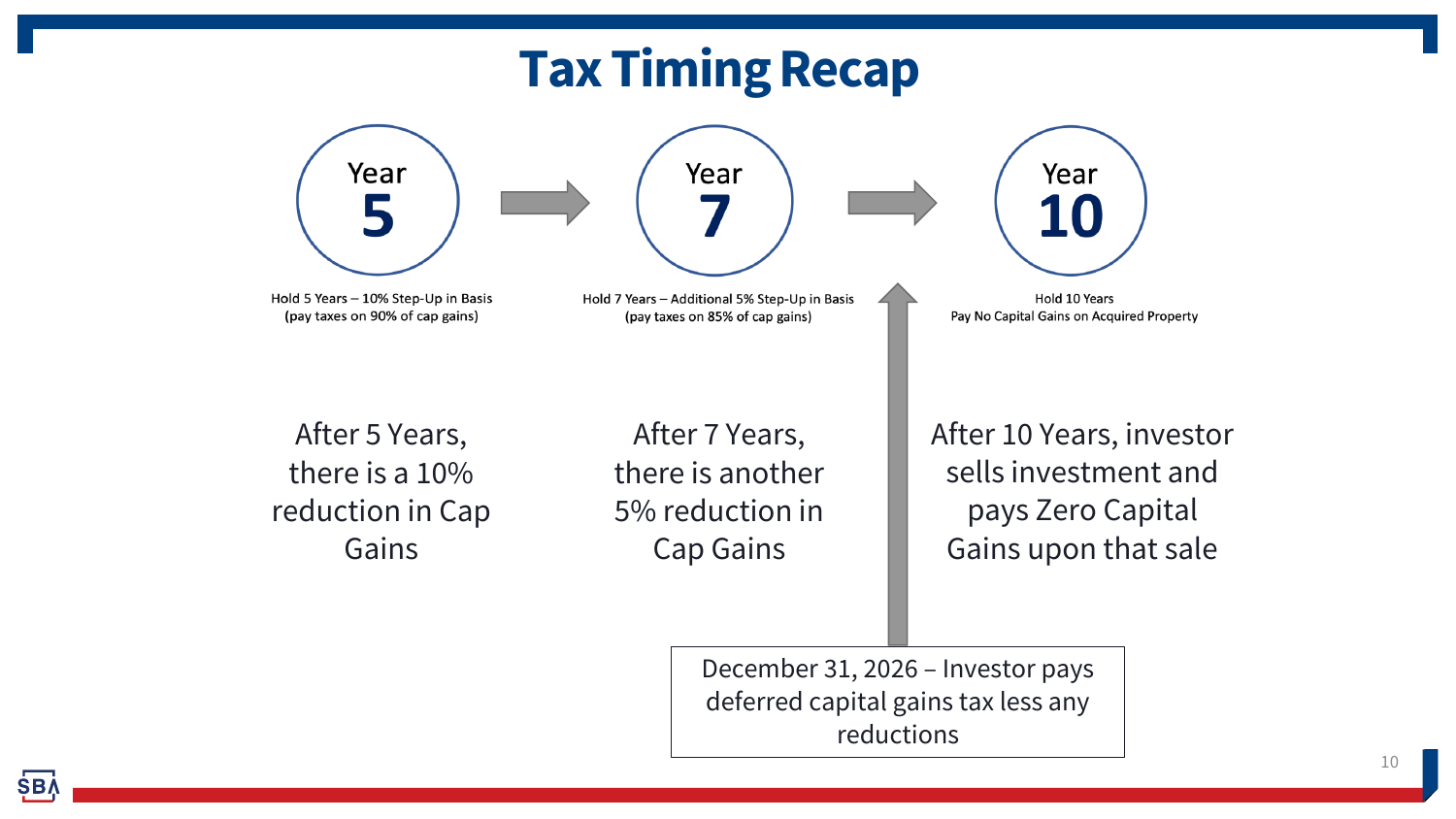# Tax Timing Recap

## Year 5

Hold 5 Years – 10% Step-Up in Basis
(pay taxes on 90% of cap gains)

After 5 Years, there is a 10% reduction in Cap Gains

## Year 7

Hold 7 Years – Additional 5% Step-Up in Basis
(pay taxes on 85% of cap gains)

After 7 Years, there is another 5% reduction in Cap Gains

## Year 10

Hold 10 Years
Pay No Capital Gains on Acquired Property

After 10 Years, investor sells investment and pays Zero Capital Gains upon that sale

December 31, 2026 – Investor pays deferred capital gains tax less any reductions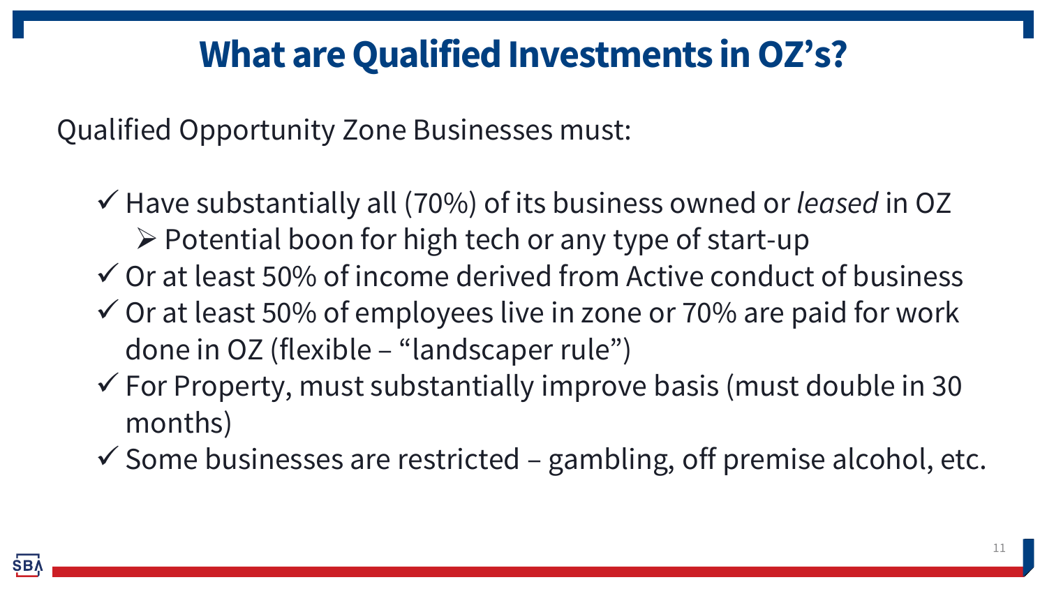# What are Qualified Investments in OZ's?

Qualified Opportunity Zone Businesses must:

- ✓ Have substantially all (70%) of its business owned or *leased* in OZ
  - ➢ Potential boon for high tech or any type of start-up
- ✓ Or at least 50% of income derived from Active conduct of business
- ✓ Or at least 50% of employees live in zone or 70% are paid for work done in OZ (flexible – "landscaper rule")
- ✓ For Property, must substantially improve basis (must double in 30 months)
- ✓ Some businesses are restricted – gambling, off premise alcohol, etc.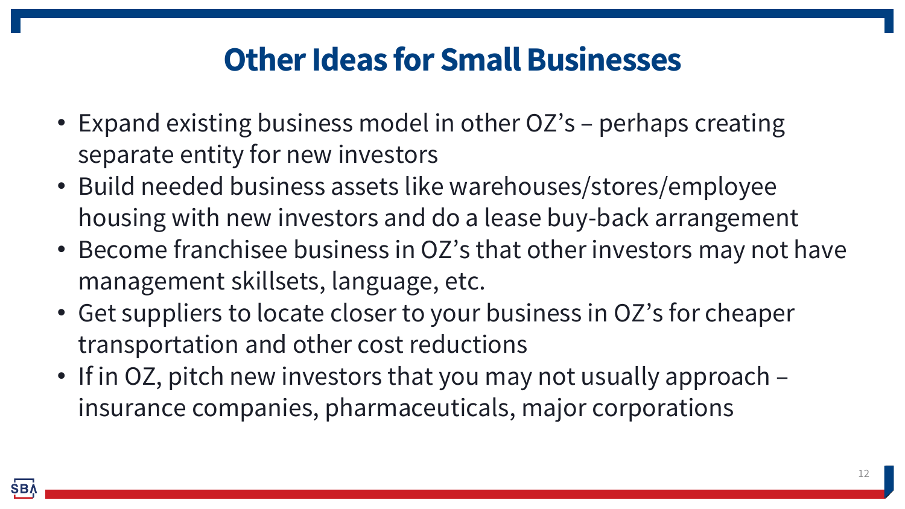# Other Ideas for Small Businesses

- Expand existing business model in other OZ's – perhaps creating separate entity for new investors
- Build needed business assets like warehouses/stores/employee housing with new investors and do a lease buy-back arrangement
- Become franchisee business in OZ's that other investors may not have management skillsets, language, etc.
- Get suppliers to locate closer to your business in OZ's for cheaper transportation and other cost reductions
- If in OZ, pitch new investors that you may not usually approach – insurance companies, pharmaceuticals, major corporations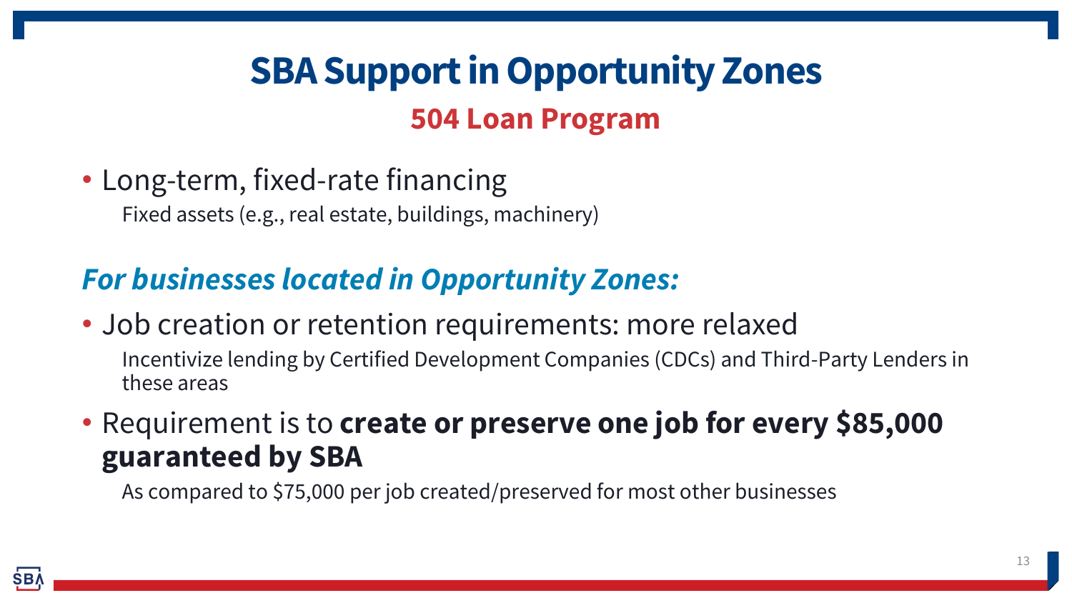# SBA Support in Opportunity Zones

## 504 Loan Program

- Long-term, fixed-rate financing
  
  Fixed assets (e.g., real estate, buildings, machinery)

### *For businesses located in Opportunity Zones:*

- Job creation or retention requirements: more relaxed
  
  Incentivize lending by Certified Development Companies (CDCs) and Third-Party Lenders in these areas

- Requirement is to **create or preserve one job for every $85,000 guaranteed by SBA**
  
  As compared to $75,000 per job created/preserved for most other businesses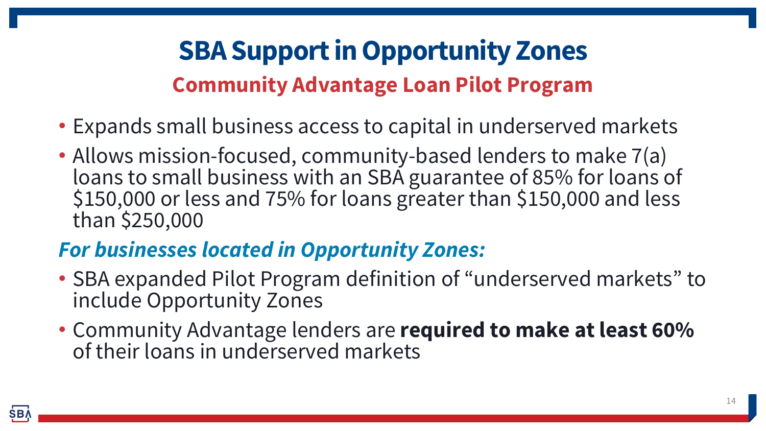# SBA Support in Opportunity Zones

## Community Advantage Loan Pilot Program

- Expands small business access to capital in underserved markets
- Allows mission-focused, community-based lenders to make 7(a) loans to small business with an SBA guarantee of 85% for loans of $150,000 or less and 75% for loans greater than $150,000 and less than $250,000

***For businesses located in Opportunity Zones:***

- SBA expanded Pilot Program definition of "underserved markets" to include Opportunity Zones
- Community Advantage lenders are **required to make at least 60%** of their loans in underserved markets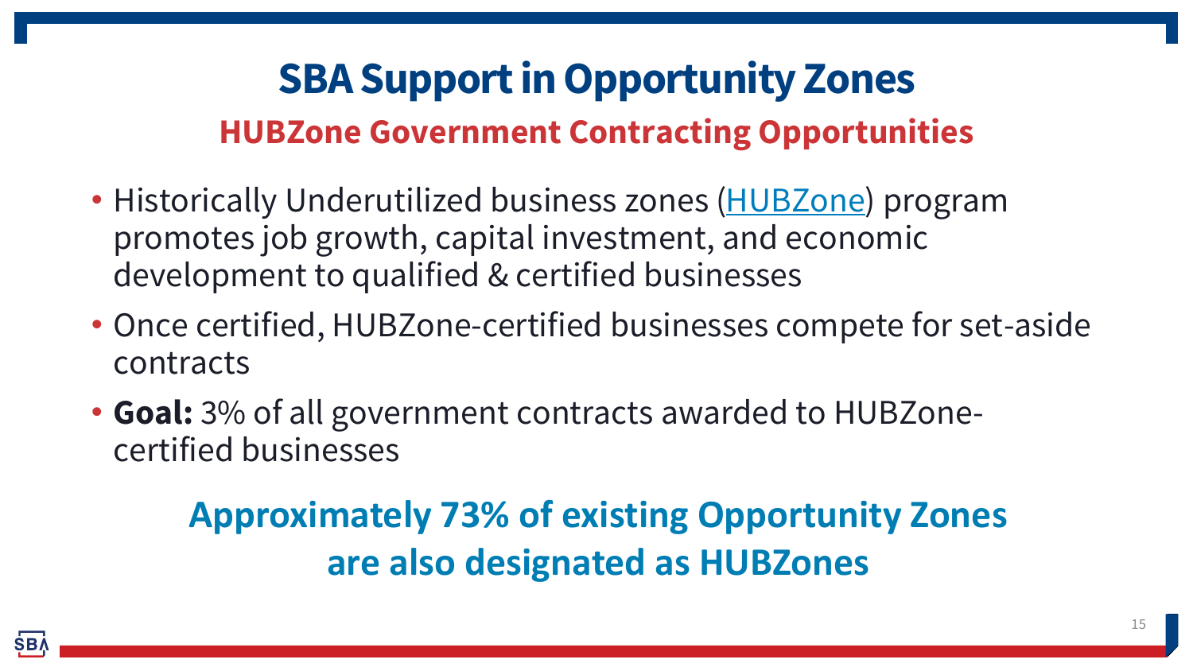# SBA Support in Opportunity Zones

## HUBZone Government Contracting Opportunities

- Historically Underutilized business zones (HUBZone) program promotes job growth, capital investment, and economic development to qualified & certified businesses
- Once certified, HUBZone-certified businesses compete for set-aside contracts
- **Goal:** 3% of all government contracts awarded to HUBZone-certified businesses

**Approximately 73% of existing Opportunity Zones are also designated as HUBZones**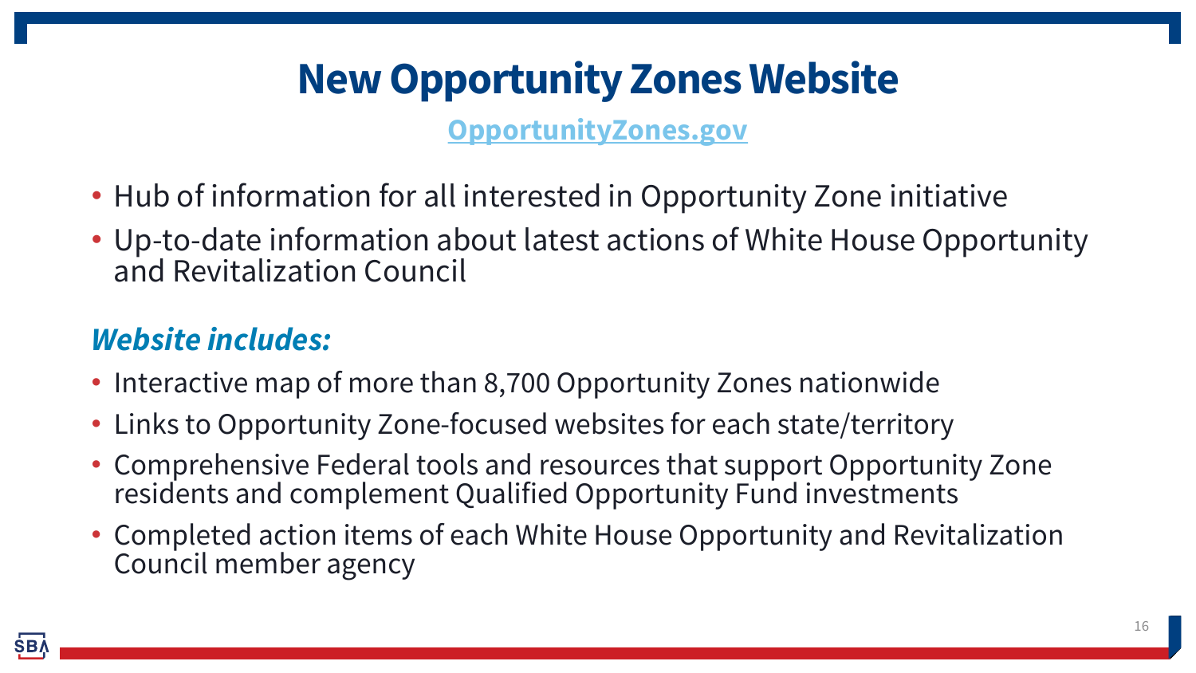# New Opportunity Zones Website

[OpportunityZones.gov](https://OpportunityZones.gov)

- Hub of information for all interested in Opportunity Zone initiative
- Up-to-date information about latest actions of White House Opportunity and Revitalization Council

***Website includes:***

- Interactive map of more than 8,700 Opportunity Zones nationwide
- Links to Opportunity Zone-focused websites for each state/territory
- Comprehensive Federal tools and resources that support Opportunity Zone residents and complement Qualified Opportunity Fund investments
- Completed action items of each White House Opportunity and Revitalization Council member agency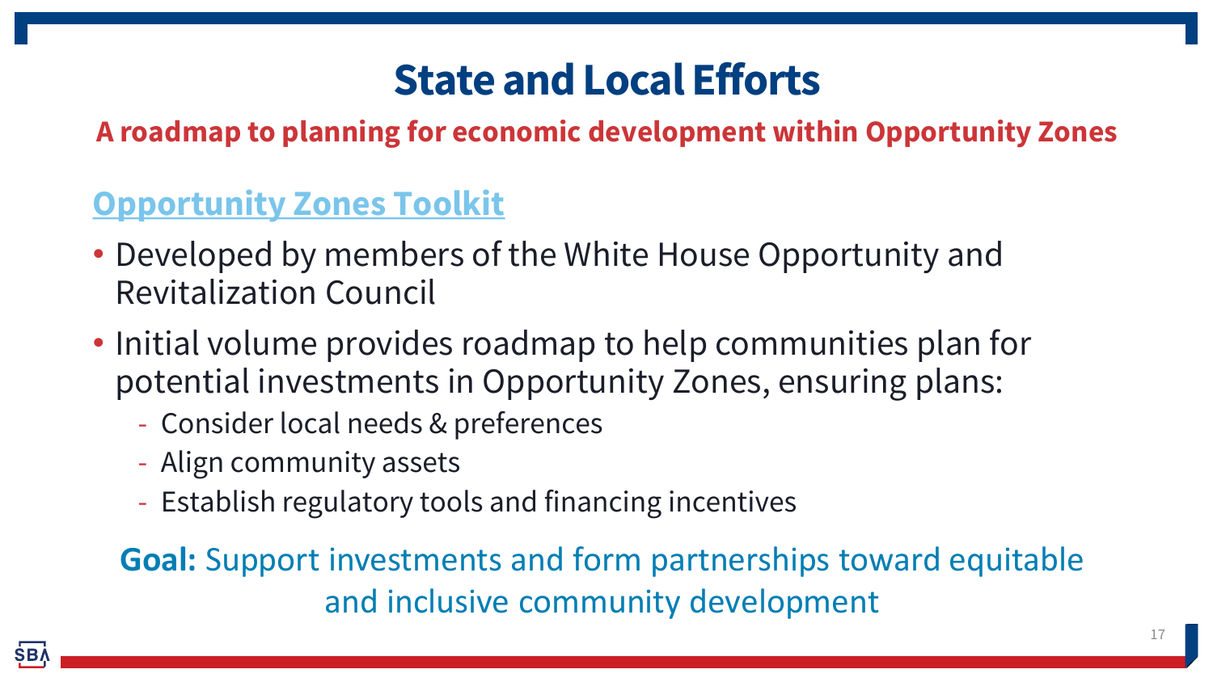# State and Local Efforts

**A roadmap to planning for economic development within Opportunity Zones**

## Opportunity Zones Toolkit

- Developed by members of the White House Opportunity and Revitalization Council
- Initial volume provides roadmap to help communities plan for potential investments in Opportunity Zones, ensuring plans:
  - Consider local needs & preferences
  - Align community assets
  - Establish regulatory tools and financing incentives

**Goal:** Support investments and form partnerships toward equitable and inclusive community development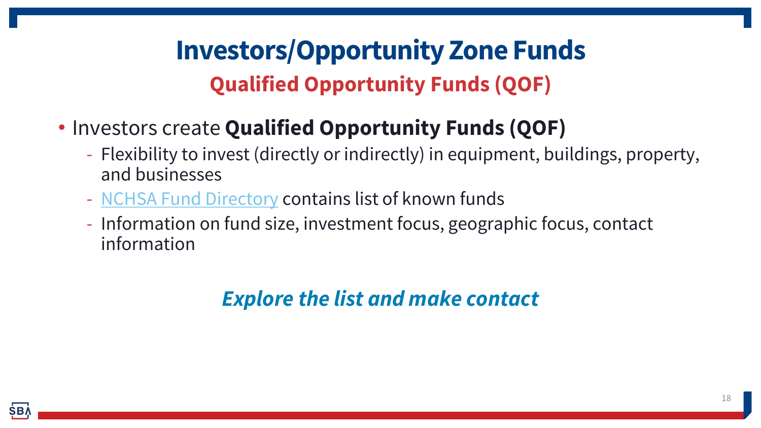# Investors/Opportunity Zone Funds

## Qualified Opportunity Funds (QOF)

- Investors create **Qualified Opportunity Funds (QOF)**
  - Flexibility to invest (directly or indirectly) in equipment, buildings, property, and businesses
  - NCHSA Fund Directory contains list of known funds
  - Information on fund size, investment focus, geographic focus, contact information

***Explore the list and make contact***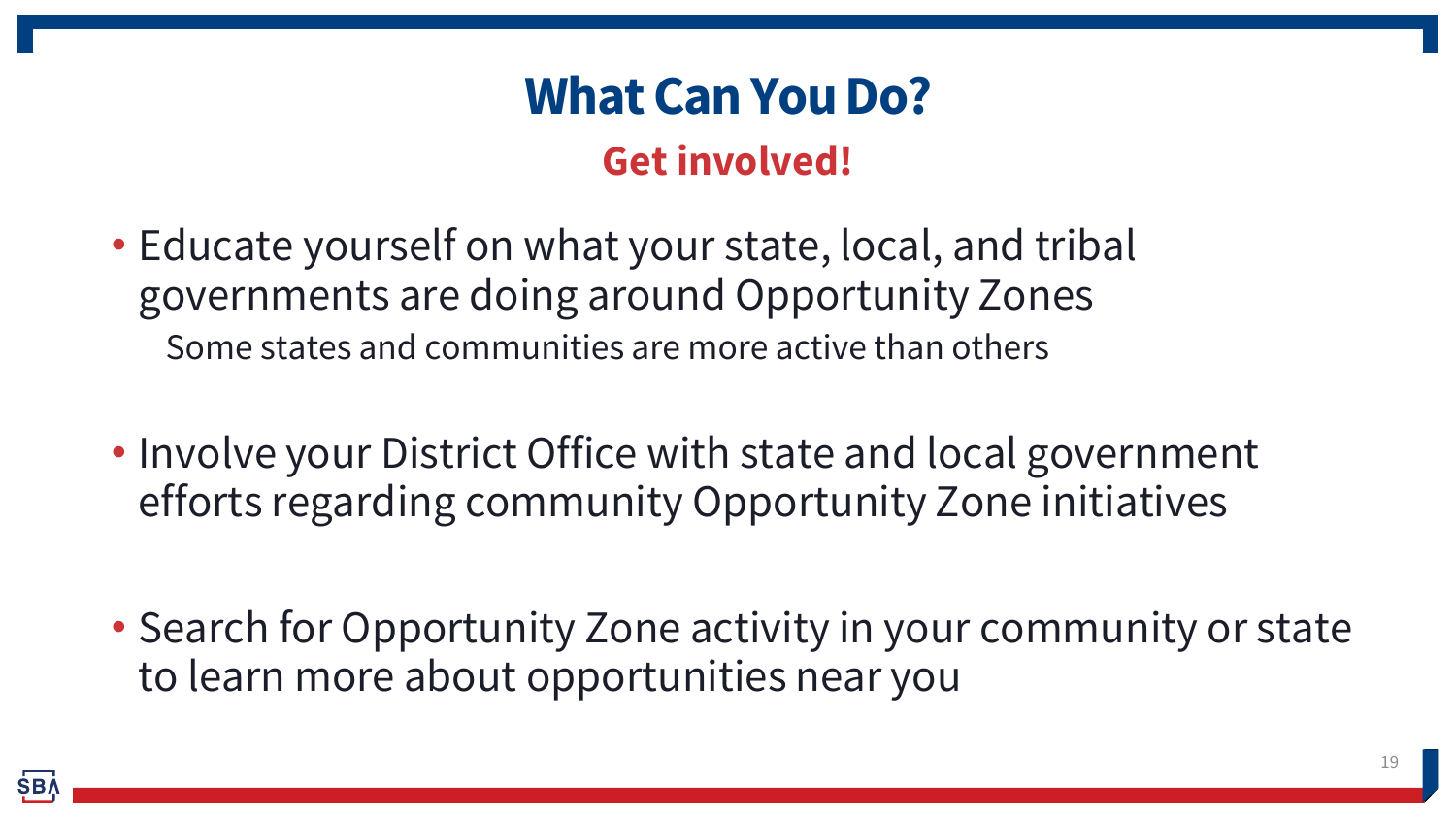# What Can You Do?

## Get involved!

- Educate yourself on what your state, local, and tribal governments are doing around Opportunity Zones
  - Some states and communities are more active than others

- Involve your District Office with state and local government efforts regarding community Opportunity Zone initiatives

- Search for Opportunity Zone activity in your community or state to learn more about opportunities near you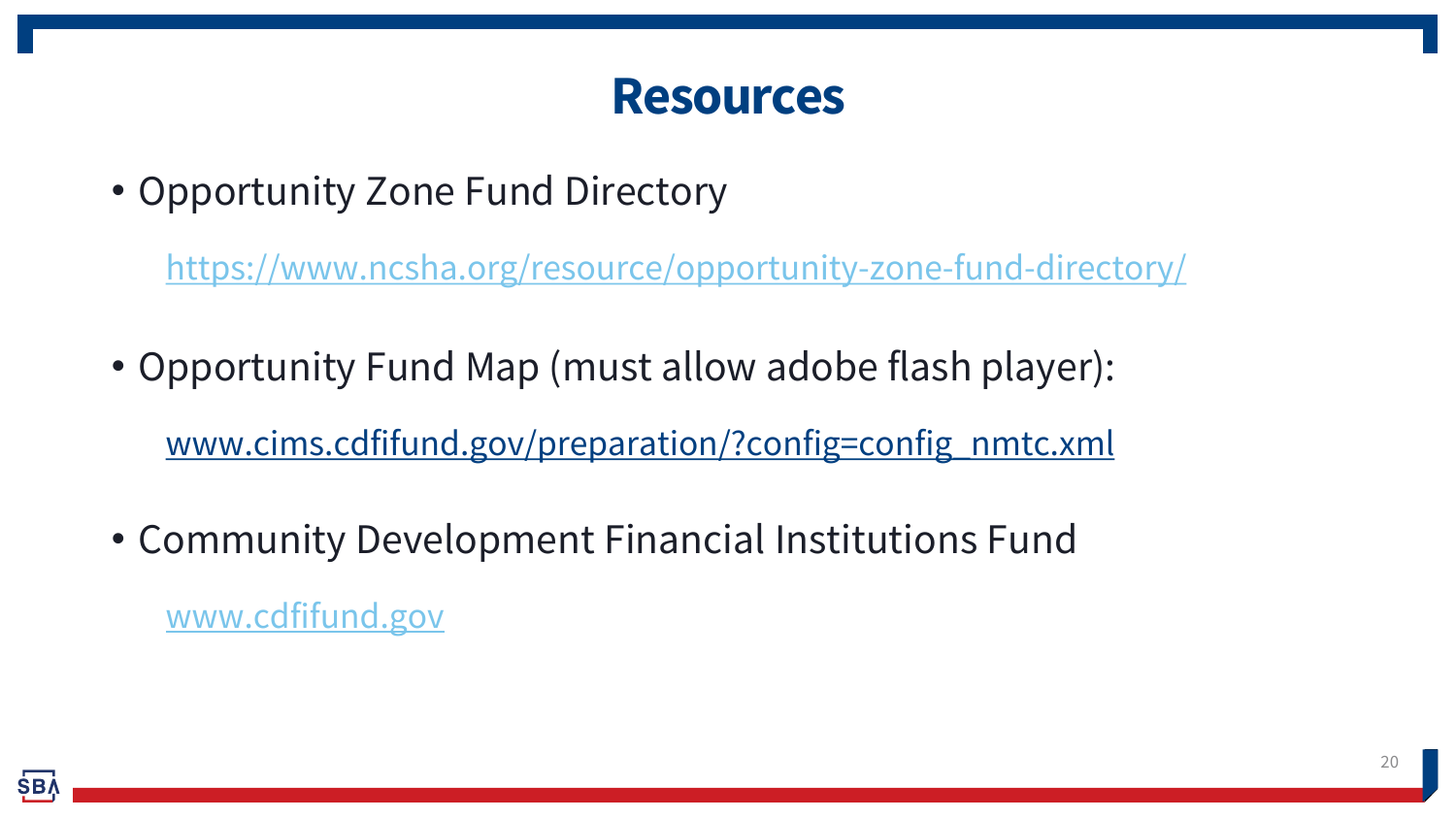# Resources

- Opportunity Zone Fund Directory

  https://www.ncsha.org/resource/opportunity-zone-fund-directory/

- Opportunity Fund Map (must allow adobe flash player):

  www.cims.cdfifund.gov/preparation/?config=config_nmtc.xml

- Community Development Financial Institutions Fund

  www.cdfifund.gov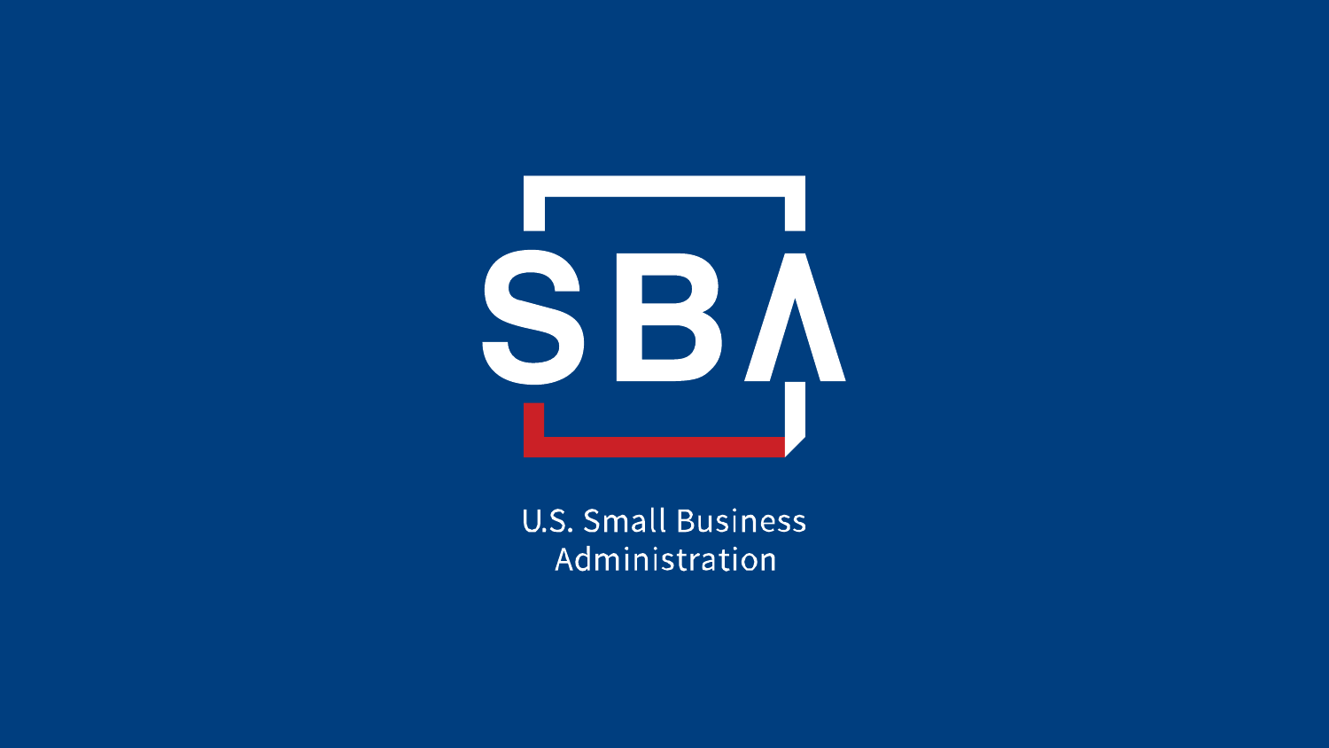SBA

U.S. Small Business Administration